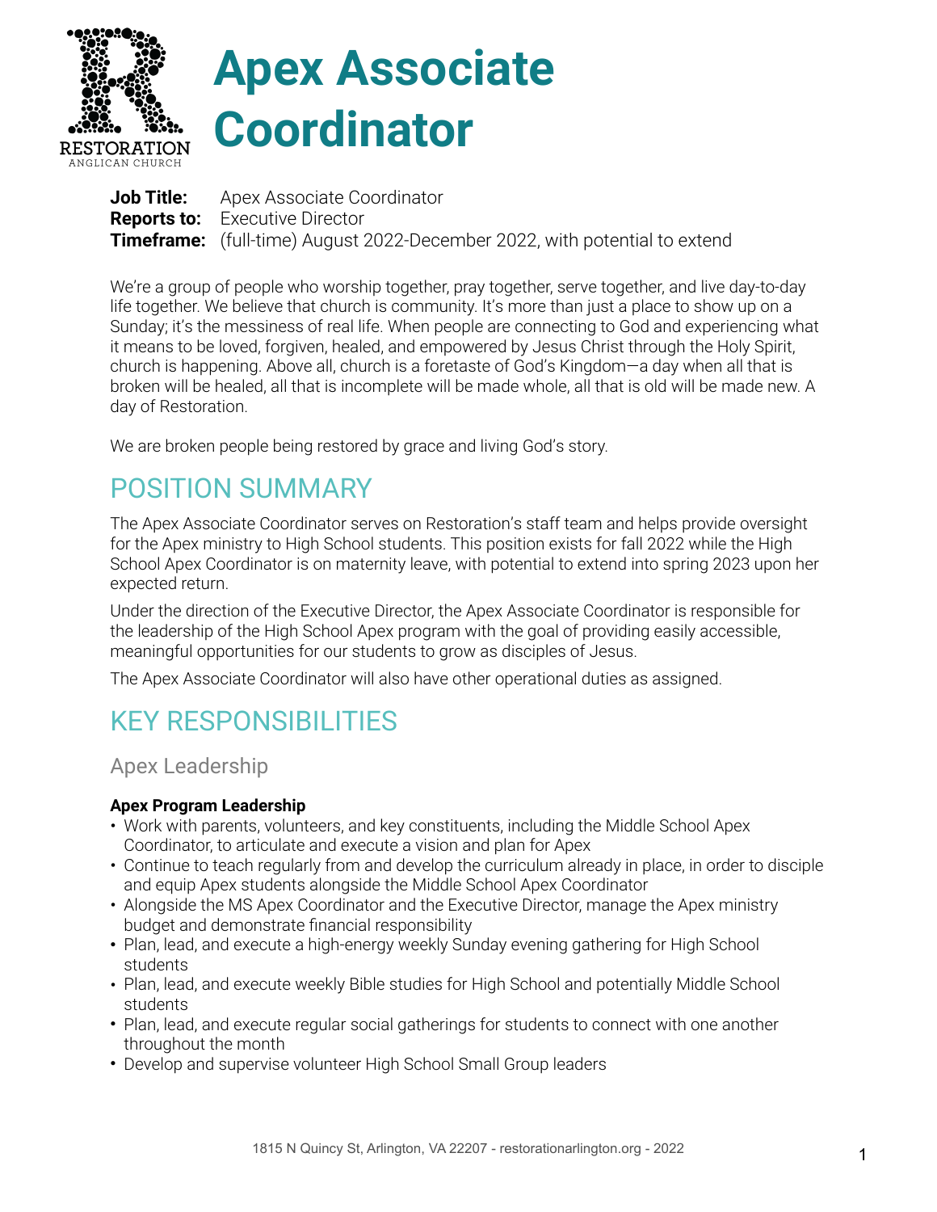# Apex Associate Coordinator

RESTORATION
ANGLICAN CHURCH

**Job Title:** Apex Associate Coordinator
**Reports to:** Executive Director
**Timeframe:** (full-time) August 2022-December 2022, with potential to extend

We're a group of people who worship together, pray together, serve together, and live day-to-day life together. We believe that church is community. It's more than just a place to show up on a Sunday; it's the messiness of real life. When people are connecting to God and experiencing what it means to be loved, forgiven, healed, and empowered by Jesus Christ through the Holy Spirit, church is happening. Above all, church is a foretaste of God's Kingdom—a day when all that is broken will be healed, all that is incomplete will be made whole, all that is old will be made new. A day of Restoration.

We are broken people being restored by grace and living God's story.

## POSITION SUMMARY

The Apex Associate Coordinator serves on Restoration's staff team and helps provide oversight for the Apex ministry to High School students. This position exists for fall 2022 while the High School Apex Coordinator is on maternity leave, with potential to extend into spring 2023 upon her expected return.

Under the direction of the Executive Director, the Apex Associate Coordinator is responsible for the leadership of the High School Apex program with the goal of providing easily accessible, meaningful opportunities for our students to grow as disciples of Jesus.

The Apex Associate Coordinator will also have other operational duties as assigned.

## KEY RESPONSIBILITIES

### Apex Leadership

**Apex Program Leadership**

- Work with parents, volunteers, and key constituents, including the Middle School Apex Coordinator, to articulate and execute a vision and plan for Apex
- Continue to teach regularly from and develop the curriculum already in place, in order to disciple and equip Apex students alongside the Middle School Apex Coordinator
- Alongside the MS Apex Coordinator and the Executive Director, manage the Apex ministry budget and demonstrate financial responsibility
- Plan, lead, and execute a high-energy weekly Sunday evening gathering for High School students
- Plan, lead, and execute weekly Bible studies for High School and potentially Middle School students
- Plan, lead, and execute regular social gatherings for students to connect with one another throughout the month
- Develop and supervise volunteer High School Small Group leaders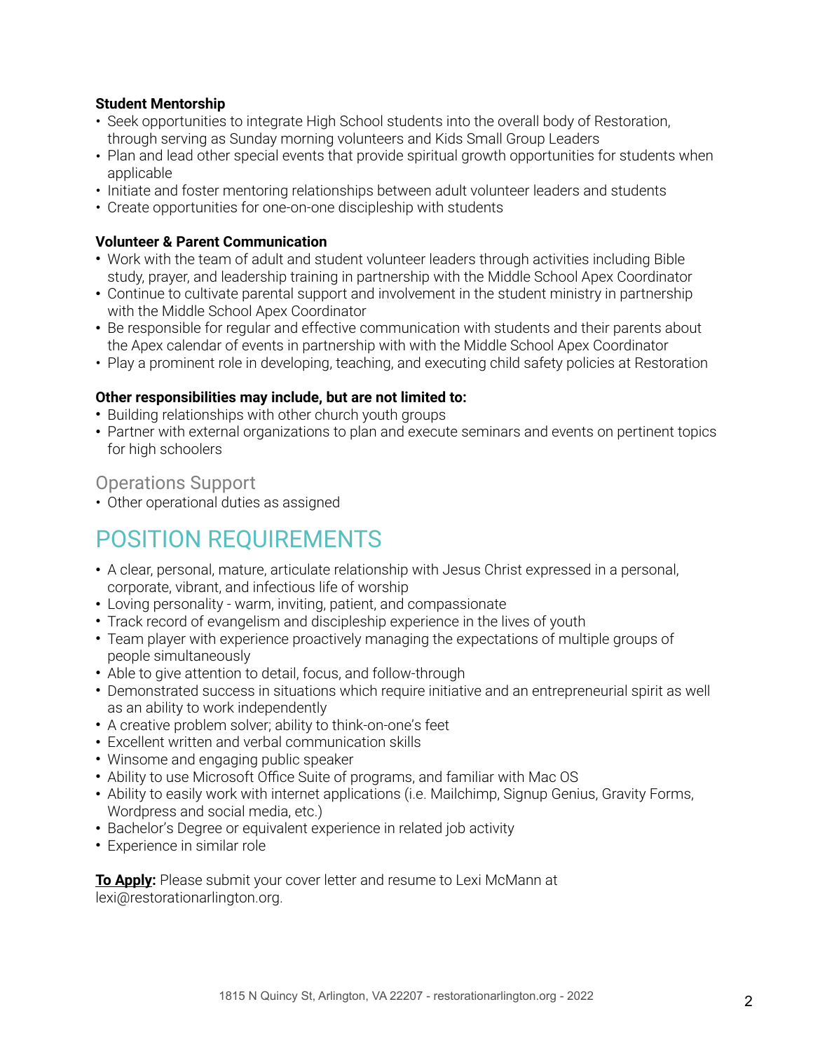**Student Mentorship**

- Seek opportunities to integrate High School students into the overall body of Restoration, through serving as Sunday morning volunteers and Kids Small Group Leaders
- Plan and lead other special events that provide spiritual growth opportunities for students when applicable
- Initiate and foster mentoring relationships between adult volunteer leaders and students
- Create opportunities for one-on-one discipleship with students

**Volunteer & Parent Communication**

- Work with the team of adult and student volunteer leaders through activities including Bible study, prayer, and leadership training in partnership with the Middle School Apex Coordinator
- Continue to cultivate parental support and involvement in the student ministry in partnership with the Middle School Apex Coordinator
- Be responsible for regular and effective communication with students and their parents about the Apex calendar of events in partnership with with the Middle School Apex Coordinator
- Play a prominent role in developing, teaching, and executing child safety policies at Restoration

**Other responsibilities may include, but are not limited to:**

- Building relationships with other church youth groups
- Partner with external organizations to plan and execute seminars and events on pertinent topics for high schoolers

### Operations Support

- Other operational duties as assigned

## POSITION REQUIREMENTS

- A clear, personal, mature, articulate relationship with Jesus Christ expressed in a personal, corporate, vibrant, and infectious life of worship
- Loving personality - warm, inviting, patient, and compassionate
- Track record of evangelism and discipleship experience in the lives of youth
- Team player with experience proactively managing the expectations of multiple groups of people simultaneously
- Able to give attention to detail, focus, and follow-through
- Demonstrated success in situations which require initiative and an entrepreneurial spirit as well as an ability to work independently
- A creative problem solver; ability to think-on-one's feet
- Excellent written and verbal communication skills
- Winsome and engaging public speaker
- Ability to use Microsoft Office Suite of programs, and familiar with Mac OS
- Ability to easily work with internet applications (i.e. Mailchimp, Signup Genius, Gravity Forms, Wordpress and social media, etc.)
- Bachelor's Degree or equivalent experience in related job activity
- Experience in similar role

**To Apply:** Please submit your cover letter and resume to Lexi McMann at lexi@restorationarlington.org.